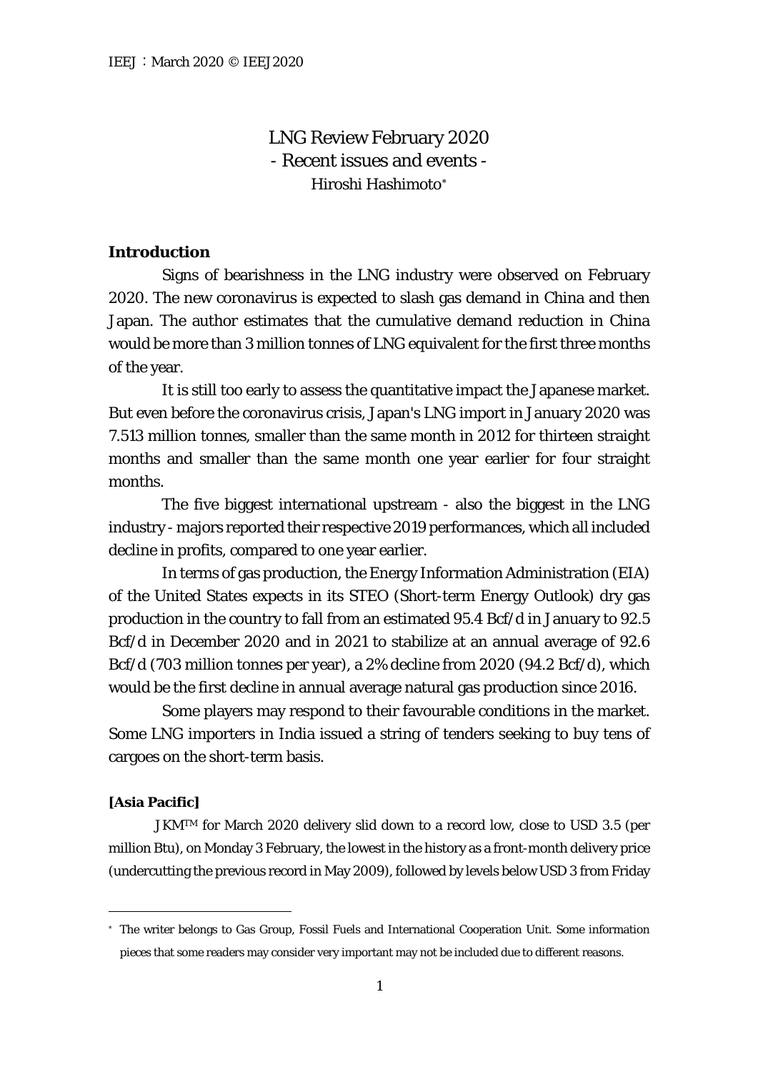# LNG Review February 2020
## - Recent issues and events -

Hiroshi Hashimoto[*]

## Introduction

Signs of bearishness in the LNG industry were observed on February 2020. The new coronavirus is expected to slash gas demand in China and then Japan. The author estimates that the cumulative demand reduction in China would be more than 3 million tonnes of LNG equivalent for the first three months of the year.

It is still too early to assess the quantitative impact the Japanese market. But even before the coronavirus crisis, Japan's LNG import in January 2020 was 7.513 million tonnes, smaller than the same month in 2012 for thirteen straight months and smaller than the same month one year earlier for four straight months.

The five biggest international upstream - also the biggest in the LNG industry - majors reported their respective 2019 performances, which all included decline in profits, compared to one year earlier.

In terms of gas production, the Energy Information Administration (EIA) of the United States expects in its STEO (Short-term Energy Outlook) dry gas production in the country to fall from an estimated 95.4 Bcf/d in January to 92.5 Bcf/d in December 2020 and in 2021 to stabilize at an annual average of 92.6 Bcf/d (703 million tonnes per year), a 2% decline from 2020 (94.2 Bcf/d), which would be the first decline in annual average natural gas production since 2016.

Some players may respond to their favourable conditions in the market. Some LNG importers in India issued a string of tenders seeking to buy tens of cargoes on the short-term basis.

### [Asia Pacific]

JKM™ for March 2020 delivery slid down to a record low, close to USD 3.5 (per million Btu), on Monday 3 February, the lowest in the history as a front-month delivery price (undercutting the previous record in May 2009), followed by levels below USD 3 from Friday

---

[*] The writer belongs to Gas Group, Fossil Fuels and International Cooperation Unit. Some information pieces that some readers may consider very important may not be included due to different reasons.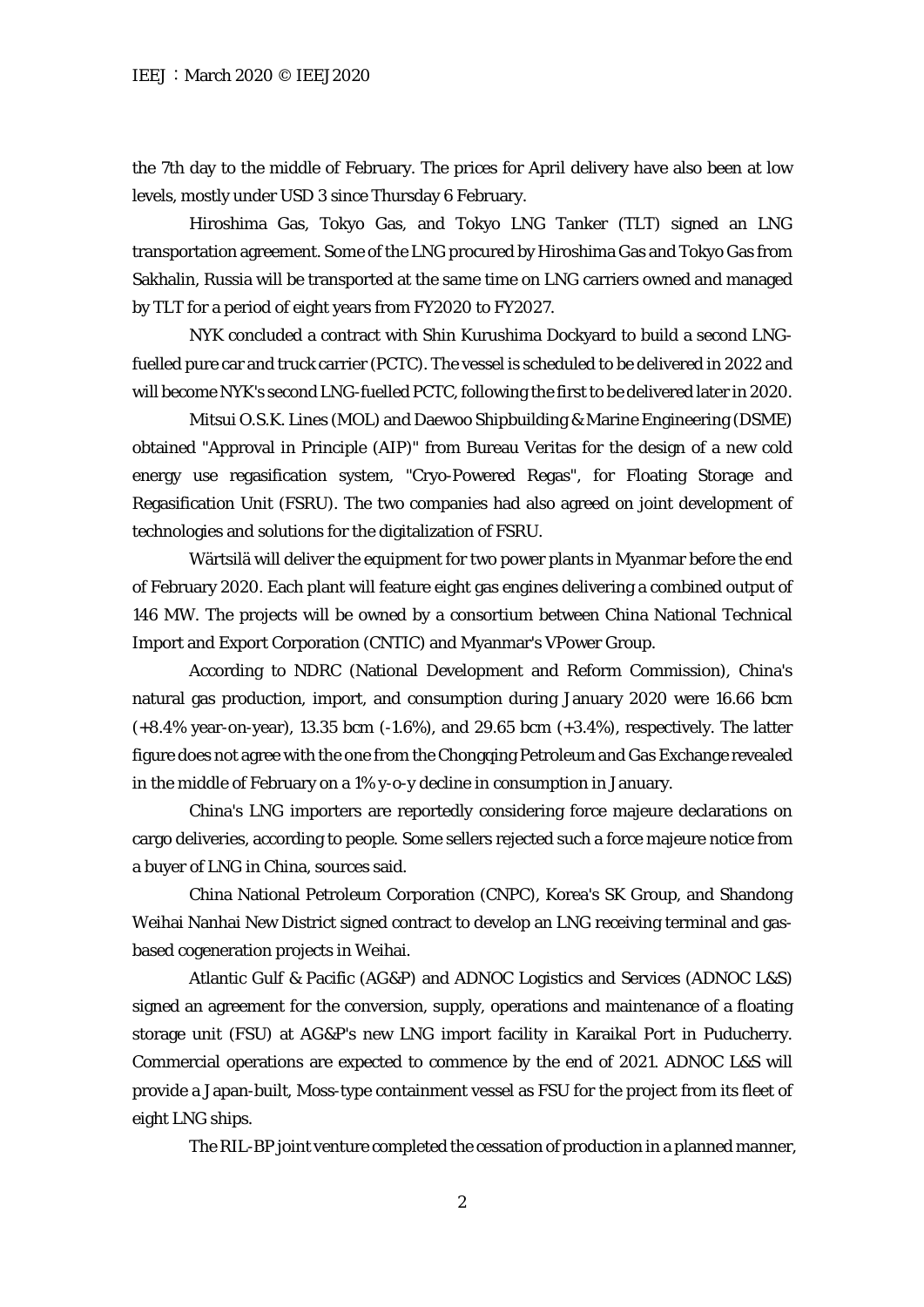the 7th day to the middle of February. The prices for April delivery have also been at low levels, mostly under USD 3 since Thursday 6 February.

Hiroshima Gas, Tokyo Gas, and Tokyo LNG Tanker (TLT) signed an LNG transportation agreement. Some of the LNG procured by Hiroshima Gas and Tokyo Gas from Sakhalin, Russia will be transported at the same time on LNG carriers owned and managed by TLT for a period of eight years from FY2020 to FY2027.

NYK concluded a contract with Shin Kurushima Dockyard to build a second LNG-fuelled pure car and truck carrier (PCTC). The vessel is scheduled to be delivered in 2022 and will become NYK's second LNG-fuelled PCTC, following the first to be delivered later in 2020.

Mitsui O.S.K. Lines (MOL) and Daewoo Shipbuilding & Marine Engineering (DSME) obtained "Approval in Principle (AIP)" from Bureau Veritas for the design of a new cold energy use regasification system, "Cryo-Powered Regas", for Floating Storage and Regasification Unit (FSRU). The two companies had also agreed on joint development of technologies and solutions for the digitalization of FSRU.

Wärtsilä will deliver the equipment for two power plants in Myanmar before the end of February 2020. Each plant will feature eight gas engines delivering a combined output of 146 MW. The projects will be owned by a consortium between China National Technical Import and Export Corporation (CNTIC) and Myanmar's VPower Group.

According to NDRC (National Development and Reform Commission), China's natural gas production, import, and consumption during January 2020 were 16.66 bcm (+8.4% year-on-year), 13.35 bcm (-1.6%), and 29.65 bcm (+3.4%), respectively. The latter figure does not agree with the one from the Chongqing Petroleum and Gas Exchange revealed in the middle of February on a 1% y-o-y decline in consumption in January.

China's LNG importers are reportedly considering force majeure declarations on cargo deliveries, according to people. Some sellers rejected such a force majeure notice from a buyer of LNG in China, sources said.

China National Petroleum Corporation (CNPC), Korea's SK Group, and Shandong Weihai Nanhai New District signed contract to develop an LNG receiving terminal and gas-based cogeneration projects in Weihai.

Atlantic Gulf & Pacific (AG&P) and ADNOC Logistics and Services (ADNOC L&S) signed an agreement for the conversion, supply, operations and maintenance of a floating storage unit (FSU) at AG&P's new LNG import facility in Karaikal Port in Puducherry. Commercial operations are expected to commence by the end of 2021. ADNOC L&S will provide a Japan-built, Moss-type containment vessel as FSU for the project from its fleet of eight LNG ships.

The RIL-BP joint venture completed the cessation of production in a planned manner,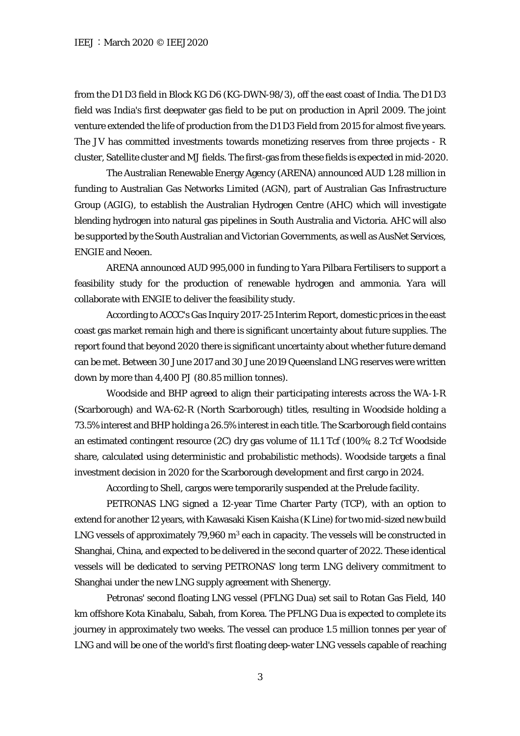from the D1 D3 field in Block KG D6 (KG-DWN-98/3), off the east coast of India. The D1 D3 field was India's first deepwater gas field to be put on production in April 2009. The joint venture extended the life of production from the D1 D3 Field from 2015 for almost five years. The JV has committed investments towards monetizing reserves from three projects - R cluster, Satellite cluster and MJ fields. The first-gas from these fields is expected in mid-2020.

The Australian Renewable Energy Agency (ARENA) announced AUD 1.28 million in funding to Australian Gas Networks Limited (AGN), part of Australian Gas Infrastructure Group (AGIG), to establish the Australian Hydrogen Centre (AHC) which will investigate blending hydrogen into natural gas pipelines in South Australia and Victoria. AHC will also be supported by the South Australian and Victorian Governments, as well as AusNet Services, ENGIE and Neoen.

ARENA announced AUD 995,000 in funding to Yara Pilbara Fertilisers to support a feasibility study for the production of renewable hydrogen and ammonia. Yara will collaborate with ENGIE to deliver the feasibility study.

According to ACCC's Gas Inquiry 2017-25 Interim Report, domestic prices in the east coast gas market remain high and there is significant uncertainty about future supplies. The report found that beyond 2020 there is significant uncertainty about whether future demand can be met. Between 30 June 2017 and 30 June 2019 Queensland LNG reserves were written down by more than 4,400 PJ (80.85 million tonnes).

Woodside and BHP agreed to align their participating interests across the WA-1-R (Scarborough) and WA-62-R (North Scarborough) titles, resulting in Woodside holding a 73.5% interest and BHP holding a 26.5% interest in each title. The Scarborough field contains an estimated contingent resource (2C) dry gas volume of 11.1 Tcf (100%; 8.2 Tcf Woodside share, calculated using deterministic and probabilistic methods). Woodside targets a final investment decision in 2020 for the Scarborough development and first cargo in 2024.

According to Shell, cargos were temporarily suspended at the Prelude facility.

PETRONAS LNG signed a 12-year Time Charter Party (TCP), with an option to extend for another 12 years, with Kawasaki Kisen Kaisha (K Line) for two mid-sized new build LNG vessels of approximately 79,960 $m^3$ each in capacity. The vessels will be constructed in Shanghai, China, and expected to be delivered in the second quarter of 2022. These identical vessels will be dedicated to serving PETRONAS' long term LNG delivery commitment to Shanghai under the new LNG supply agreement with Shenergy.

Petronas' second floating LNG vessel (PFLNG Dua) set sail to Rotan Gas Field, 140 km offshore Kota Kinabalu, Sabah, from Korea. The PFLNG Dua is expected to complete its journey in approximately two weeks. The vessel can produce 1.5 million tonnes per year of LNG and will be one of the world's first floating deep-water LNG vessels capable of reaching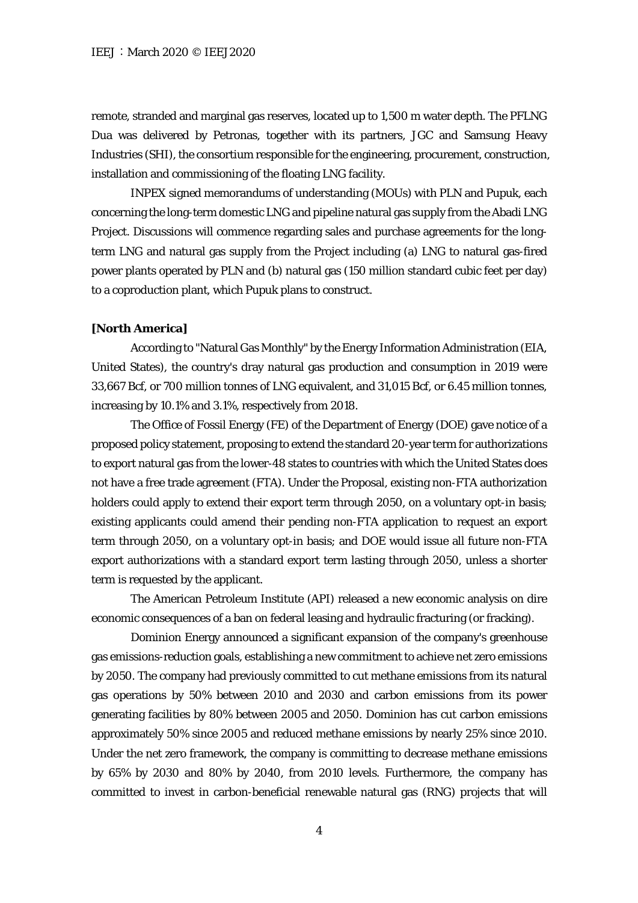remote, stranded and marginal gas reserves, located up to 1,500 m water depth. The PFLNG Dua was delivered by Petronas, together with its partners, JGC and Samsung Heavy Industries (SHI), the consortium responsible for the engineering, procurement, construction, installation and commissioning of the floating LNG facility.

INPEX signed memorandums of understanding (MOUs) with PLN and Pupuk, each concerning the long-term domestic LNG and pipeline natural gas supply from the Abadi LNG Project. Discussions will commence regarding sales and purchase agreements for the long-term LNG and natural gas supply from the Project including (a) LNG to natural gas-fired power plants operated by PLN and (b) natural gas (150 million standard cubic feet per day) to a coproduction plant, which Pupuk plans to construct.

**[North America]**

According to "Natural Gas Monthly" by the Energy Information Administration (EIA, United States), the country's dray natural gas production and consumption in 2019 were 33,667 Bcf, or 700 million tonnes of LNG equivalent, and 31,015 Bcf, or 6.45 million tonnes, increasing by 10.1% and 3.1%, respectively from 2018.

The Office of Fossil Energy (FE) of the Department of Energy (DOE) gave notice of a proposed policy statement, proposing to extend the standard 20-year term for authorizations to export natural gas from the lower-48 states to countries with which the United States does not have a free trade agreement (FTA). Under the Proposal, existing non-FTA authorization holders could apply to extend their export term through 2050, on a voluntary opt-in basis; existing applicants could amend their pending non-FTA application to request an export term through 2050, on a voluntary opt-in basis; and DOE would issue all future non-FTA export authorizations with a standard export term lasting through 2050, unless a shorter term is requested by the applicant.

The American Petroleum Institute (API) released a new economic analysis on dire economic consequences of a ban on federal leasing and hydraulic fracturing (or fracking).

Dominion Energy announced a significant expansion of the company's greenhouse gas emissions-reduction goals, establishing a new commitment to achieve net zero emissions by 2050. The company had previously committed to cut methane emissions from its natural gas operations by 50% between 2010 and 2030 and carbon emissions from its power generating facilities by 80% between 2005 and 2050. Dominion has cut carbon emissions approximately 50% since 2005 and reduced methane emissions by nearly 25% since 2010. Under the net zero framework, the company is committing to decrease methane emissions by 65% by 2030 and 80% by 2040, from 2010 levels. Furthermore, the company has committed to invest in carbon-beneficial renewable natural gas (RNG) projects that will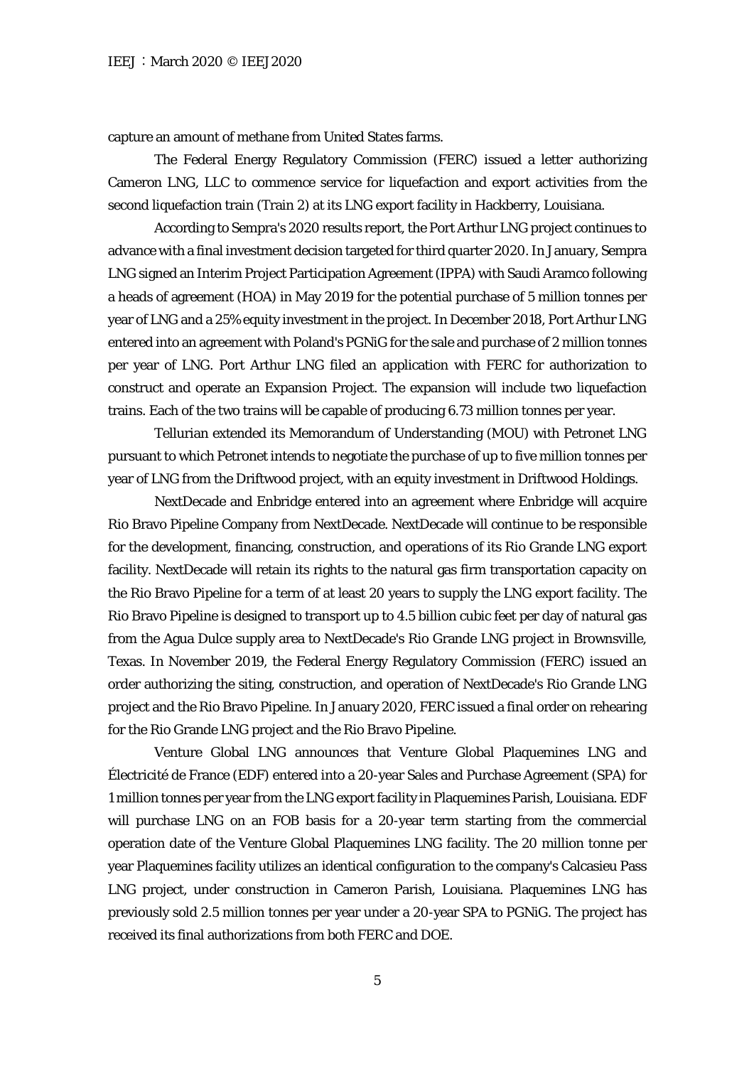capture an amount of methane from United States farms.

The Federal Energy Regulatory Commission (FERC) issued a letter authorizing Cameron LNG, LLC to commence service for liquefaction and export activities from the second liquefaction train (Train 2) at its LNG export facility in Hackberry, Louisiana.

According to Sempra's 2020 results report, the Port Arthur LNG project continues to advance with a final investment decision targeted for third quarter 2020. In January, Sempra LNG signed an Interim Project Participation Agreement (IPPA) with Saudi Aramco following a heads of agreement (HOA) in May 2019 for the potential purchase of 5 million tonnes per year of LNG and a 25% equity investment in the project. In December 2018, Port Arthur LNG entered into an agreement with Poland's PGNiG for the sale and purchase of 2 million tonnes per year of LNG. Port Arthur LNG filed an application with FERC for authorization to construct and operate an Expansion Project. The expansion will include two liquefaction trains. Each of the two trains will be capable of producing 6.73 million tonnes per year.

Tellurian extended its Memorandum of Understanding (MOU) with Petronet LNG pursuant to which Petronet intends to negotiate the purchase of up to five million tonnes per year of LNG from the Driftwood project, with an equity investment in Driftwood Holdings.

NextDecade and Enbridge entered into an agreement where Enbridge will acquire Rio Bravo Pipeline Company from NextDecade. NextDecade will continue to be responsible for the development, financing, construction, and operations of its Rio Grande LNG export facility. NextDecade will retain its rights to the natural gas firm transportation capacity on the Rio Bravo Pipeline for a term of at least 20 years to supply the LNG export facility. The Rio Bravo Pipeline is designed to transport up to 4.5 billion cubic feet per day of natural gas from the Agua Dulce supply area to NextDecade's Rio Grande LNG project in Brownsville, Texas. In November 2019, the Federal Energy Regulatory Commission (FERC) issued an order authorizing the siting, construction, and operation of NextDecade's Rio Grande LNG project and the Rio Bravo Pipeline. In January 2020, FERC issued a final order on rehearing for the Rio Grande LNG project and the Rio Bravo Pipeline.

Venture Global LNG announces that Venture Global Plaquemines LNG and Électricité de France (EDF) entered into a 20-year Sales and Purchase Agreement (SPA) for 1 million tonnes per year from the LNG export facility in Plaquemines Parish, Louisiana. EDF will purchase LNG on an FOB basis for a 20-year term starting from the commercial operation date of the Venture Global Plaquemines LNG facility. The 20 million tonne per year Plaquemines facility utilizes an identical configuration to the company's Calcasieu Pass LNG project, under construction in Cameron Parish, Louisiana. Plaquemines LNG has previously sold 2.5 million tonnes per year under a 20-year SPA to PGNiG. The project has received its final authorizations from both FERC and DOE.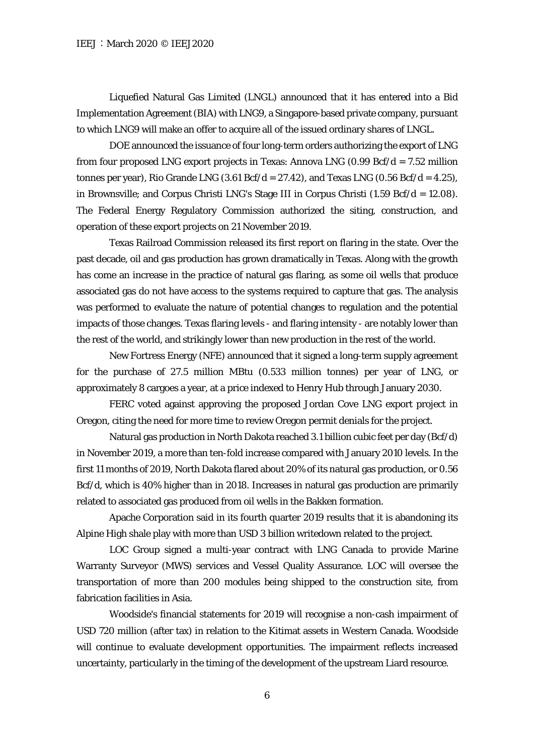Liquefied Natural Gas Limited (LNGL) announced that it has entered into a Bid Implementation Agreement (BIA) with LNG9, a Singapore-based private company, pursuant to which LNG9 will make an offer to acquire all of the issued ordinary shares of LNGL.

DOE announced the issuance of four long-term orders authorizing the export of LNG from four proposed LNG export projects in Texas: Annova LNG (0.99 Bcf/d = 7.52 million tonnes per year), Rio Grande LNG (3.61 Bcf/d = 27.42), and Texas LNG (0.56 Bcf/d = 4.25), in Brownsville; and Corpus Christi LNG's Stage III in Corpus Christi (1.59 Bcf/d = 12.08). The Federal Energy Regulatory Commission authorized the siting, construction, and operation of these export projects on 21 November 2019.

Texas Railroad Commission released its first report on flaring in the state. Over the past decade, oil and gas production has grown dramatically in Texas. Along with the growth has come an increase in the practice of natural gas flaring, as some oil wells that produce associated gas do not have access to the systems required to capture that gas. The analysis was performed to evaluate the nature of potential changes to regulation and the potential impacts of those changes. Texas flaring levels - and flaring intensity - are notably lower than the rest of the world, and strikingly lower than new production in the rest of the world.

New Fortress Energy (NFE) announced that it signed a long-term supply agreement for the purchase of 27.5 million MBtu (0.533 million tonnes) per year of LNG, or approximately 8 cargoes a year, at a price indexed to Henry Hub through January 2030.

FERC voted against approving the proposed Jordan Cove LNG export project in Oregon, citing the need for more time to review Oregon permit denials for the project.

Natural gas production in North Dakota reached 3.1 billion cubic feet per day (Bcf/d) in November 2019, a more than ten-fold increase compared with January 2010 levels. In the first 11 months of 2019, North Dakota flared about 20% of its natural gas production, or 0.56 Bcf/d, which is 40% higher than in 2018. Increases in natural gas production are primarily related to associated gas produced from oil wells in the Bakken formation.

Apache Corporation said in its fourth quarter 2019 results that it is abandoning its Alpine High shale play with more than USD 3 billion writedown related to the project.

LOC Group signed a multi-year contract with LNG Canada to provide Marine Warranty Surveyor (MWS) services and Vessel Quality Assurance. LOC will oversee the transportation of more than 200 modules being shipped to the construction site, from fabrication facilities in Asia.

Woodside's financial statements for 2019 will recognise a non-cash impairment of USD 720 million (after tax) in relation to the Kitimat assets in Western Canada. Woodside will continue to evaluate development opportunities. The impairment reflects increased uncertainty, particularly in the timing of the development of the upstream Liard resource.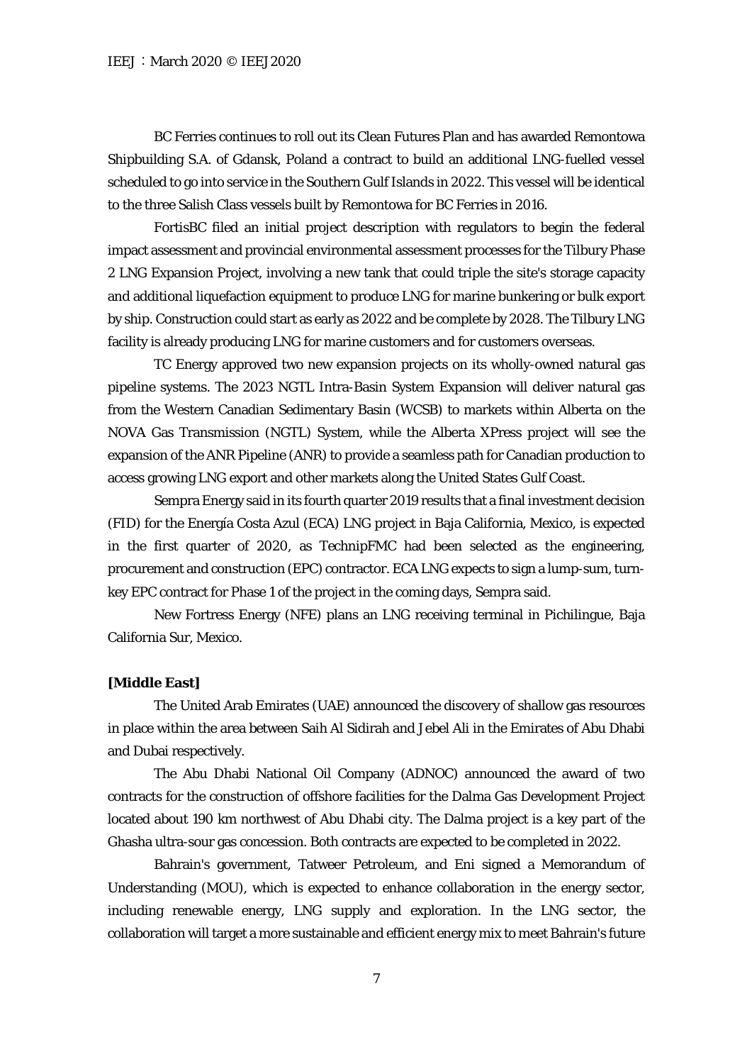BC Ferries continues to roll out its Clean Futures Plan and has awarded Remontowa Shipbuilding S.A. of Gdansk, Poland a contract to build an additional LNG-fuelled vessel scheduled to go into service in the Southern Gulf Islands in 2022. This vessel will be identical to the three Salish Class vessels built by Remontowa for BC Ferries in 2016.

FortisBC filed an initial project description with regulators to begin the federal impact assessment and provincial environmental assessment processes for the Tilbury Phase 2 LNG Expansion Project, involving a new tank that could triple the site's storage capacity and additional liquefaction equipment to produce LNG for marine bunkering or bulk export by ship. Construction could start as early as 2022 and be complete by 2028. The Tilbury LNG facility is already producing LNG for marine customers and for customers overseas.

TC Energy approved two new expansion projects on its wholly-owned natural gas pipeline systems. The 2023 NGTL Intra-Basin System Expansion will deliver natural gas from the Western Canadian Sedimentary Basin (WCSB) to markets within Alberta on the NOVA Gas Transmission (NGTL) System, while the Alberta XPress project will see the expansion of the ANR Pipeline (ANR) to provide a seamless path for Canadian production to access growing LNG export and other markets along the United States Gulf Coast.

Sempra Energy said in its fourth quarter 2019 results that a final investment decision (FID) for the Energía Costa Azul (ECA) LNG project in Baja California, Mexico, is expected in the first quarter of 2020, as TechnipFMC had been selected as the engineering, procurement and construction (EPC) contractor. ECA LNG expects to sign a lump-sum, turn-key EPC contract for Phase 1 of the project in the coming days, Sempra said.

New Fortress Energy (NFE) plans an LNG receiving terminal in Pichilingue, Baja California Sur, Mexico.

**[Middle East]**

The United Arab Emirates (UAE) announced the discovery of shallow gas resources in place within the area between Saih Al Sidirah and Jebel Ali in the Emirates of Abu Dhabi and Dubai respectively.

The Abu Dhabi National Oil Company (ADNOC) announced the award of two contracts for the construction of offshore facilities for the Dalma Gas Development Project located about 190 km northwest of Abu Dhabi city. The Dalma project is a key part of the Ghasha ultra-sour gas concession. Both contracts are expected to be completed in 2022.

Bahrain's government, Tatweer Petroleum, and Eni signed a Memorandum of Understanding (MOU), which is expected to enhance collaboration in the energy sector, including renewable energy, LNG supply and exploration. In the LNG sector, the collaboration will target a more sustainable and efficient energy mix to meet Bahrain's future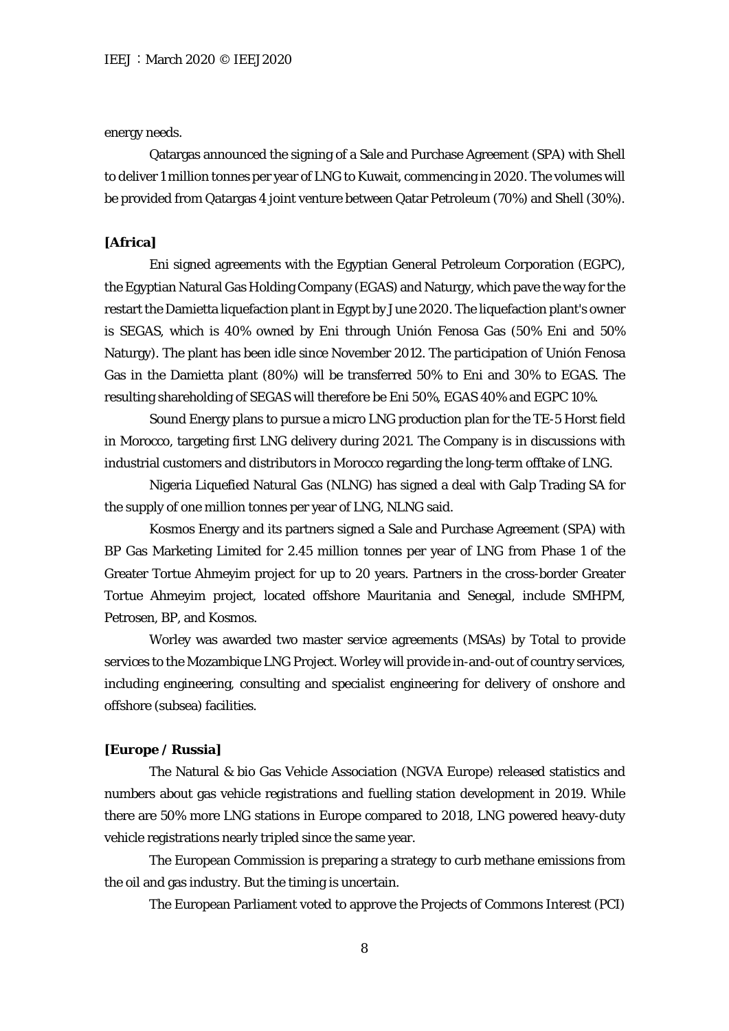energy needs.

Qatargas announced the signing of a Sale and Purchase Agreement (SPA) with Shell to deliver 1 million tonnes per year of LNG to Kuwait, commencing in 2020. The volumes will be provided from Qatargas 4 joint venture between Qatar Petroleum (70%) and Shell (30%).

**[Africa]**

Eni signed agreements with the Egyptian General Petroleum Corporation (EGPC), the Egyptian Natural Gas Holding Company (EGAS) and Naturgy, which pave the way for the restart the Damietta liquefaction plant in Egypt by June 2020. The liquefaction plant's owner is SEGAS, which is 40% owned by Eni through Unión Fenosa Gas (50% Eni and 50% Naturgy). The plant has been idle since November 2012. The participation of Unión Fenosa Gas in the Damietta plant (80%) will be transferred 50% to Eni and 30% to EGAS. The resulting shareholding of SEGAS will therefore be Eni 50%, EGAS 40% and EGPC 10%.

Sound Energy plans to pursue a micro LNG production plan for the TE-5 Horst field in Morocco, targeting first LNG delivery during 2021. The Company is in discussions with industrial customers and distributors in Morocco regarding the long-term offtake of LNG.

Nigeria Liquefied Natural Gas (NLNG) has signed a deal with Galp Trading SA for the supply of one million tonnes per year of LNG, NLNG said.

Kosmos Energy and its partners signed a Sale and Purchase Agreement (SPA) with BP Gas Marketing Limited for 2.45 million tonnes per year of LNG from Phase 1 of the Greater Tortue Ahmeyim project for up to 20 years. Partners in the cross-border Greater Tortue Ahmeyim project, located offshore Mauritania and Senegal, include SMHPM, Petrosen, BP, and Kosmos.

Worley was awarded two master service agreements (MSAs) by Total to provide services to the Mozambique LNG Project. Worley will provide in-and-out of country services, including engineering, consulting and specialist engineering for delivery of onshore and offshore (subsea) facilities.

**[Europe / Russia]**

The Natural & bio Gas Vehicle Association (NGVA Europe) released statistics and numbers about gas vehicle registrations and fuelling station development in 2019. While there are 50% more LNG stations in Europe compared to 2018, LNG powered heavy-duty vehicle registrations nearly tripled since the same year.

The European Commission is preparing a strategy to curb methane emissions from the oil and gas industry. But the timing is uncertain.

The European Parliament voted to approve the Projects of Commons Interest (PCI)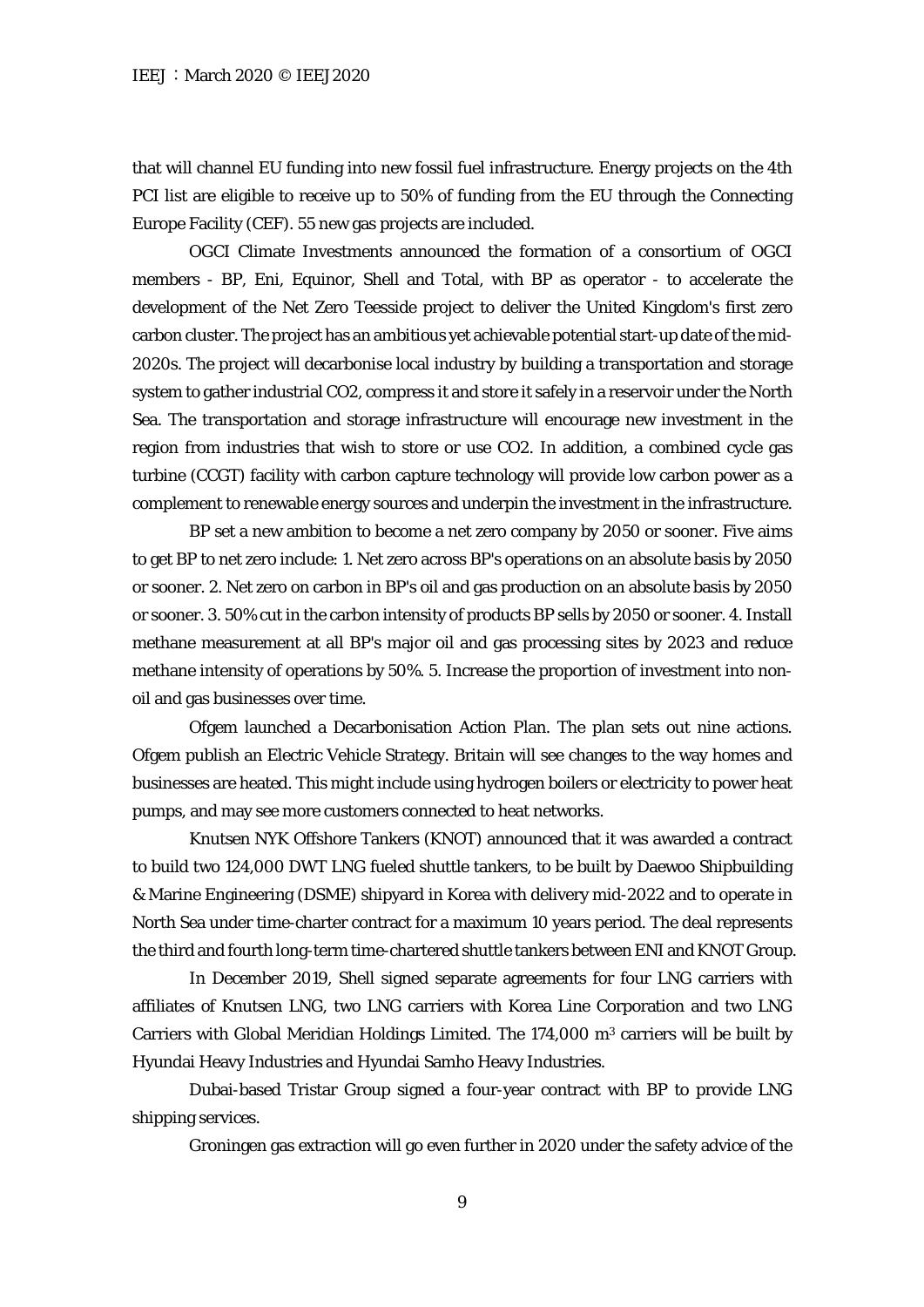that will channel EU funding into new fossil fuel infrastructure. Energy projects on the 4th PCI list are eligible to receive up to 50% of funding from the EU through the Connecting Europe Facility (CEF). 55 new gas projects are included.

OGCI Climate Investments announced the formation of a consortium of OGCI members - BP, Eni, Equinor, Shell and Total, with BP as operator - to accelerate the development of the Net Zero Teesside project to deliver the United Kingdom's first zero carbon cluster. The project has an ambitious yet achievable potential start-up date of the mid-2020s. The project will decarbonise local industry by building a transportation and storage system to gather industrial CO2, compress it and store it safely in a reservoir under the North Sea. The transportation and storage infrastructure will encourage new investment in the region from industries that wish to store or use CO2. In addition, a combined cycle gas turbine (CCGT) facility with carbon capture technology will provide low carbon power as a complement to renewable energy sources and underpin the investment in the infrastructure.

BP set a new ambition to become a net zero company by 2050 or sooner. Five aims to get BP to net zero include: 1. Net zero across BP's operations on an absolute basis by 2050 or sooner. 2. Net zero on carbon in BP's oil and gas production on an absolute basis by 2050 or sooner. 3. 50% cut in the carbon intensity of products BP sells by 2050 or sooner. 4. Install methane measurement at all BP's major oil and gas processing sites by 2023 and reduce methane intensity of operations by 50%. 5. Increase the proportion of investment into non-oil and gas businesses over time.

Ofgem launched a Decarbonisation Action Plan. The plan sets out nine actions. Ofgem publish an Electric Vehicle Strategy. Britain will see changes to the way homes and businesses are heated. This might include using hydrogen boilers or electricity to power heat pumps, and may see more customers connected to heat networks.

Knutsen NYK Offshore Tankers (KNOT) announced that it was awarded a contract to build two 124,000 DWT LNG fueled shuttle tankers, to be built by Daewoo Shipbuilding & Marine Engineering (DSME) shipyard in Korea with delivery mid-2022 and to operate in North Sea under time-charter contract for a maximum 10 years period. The deal represents the third and fourth long-term time-chartered shuttle tankers between ENI and KNOT Group.

In December 2019, Shell signed separate agreements for four LNG carriers with affiliates of Knutsen LNG, two LNG carriers with Korea Line Corporation and two LNG Carriers with Global Meridian Holdings Limited. The 174,000 $m^3$ carriers will be built by Hyundai Heavy Industries and Hyundai Samho Heavy Industries.

Dubai-based Tristar Group signed a four-year contract with BP to provide LNG shipping services.

Groningen gas extraction will go even further in 2020 under the safety advice of the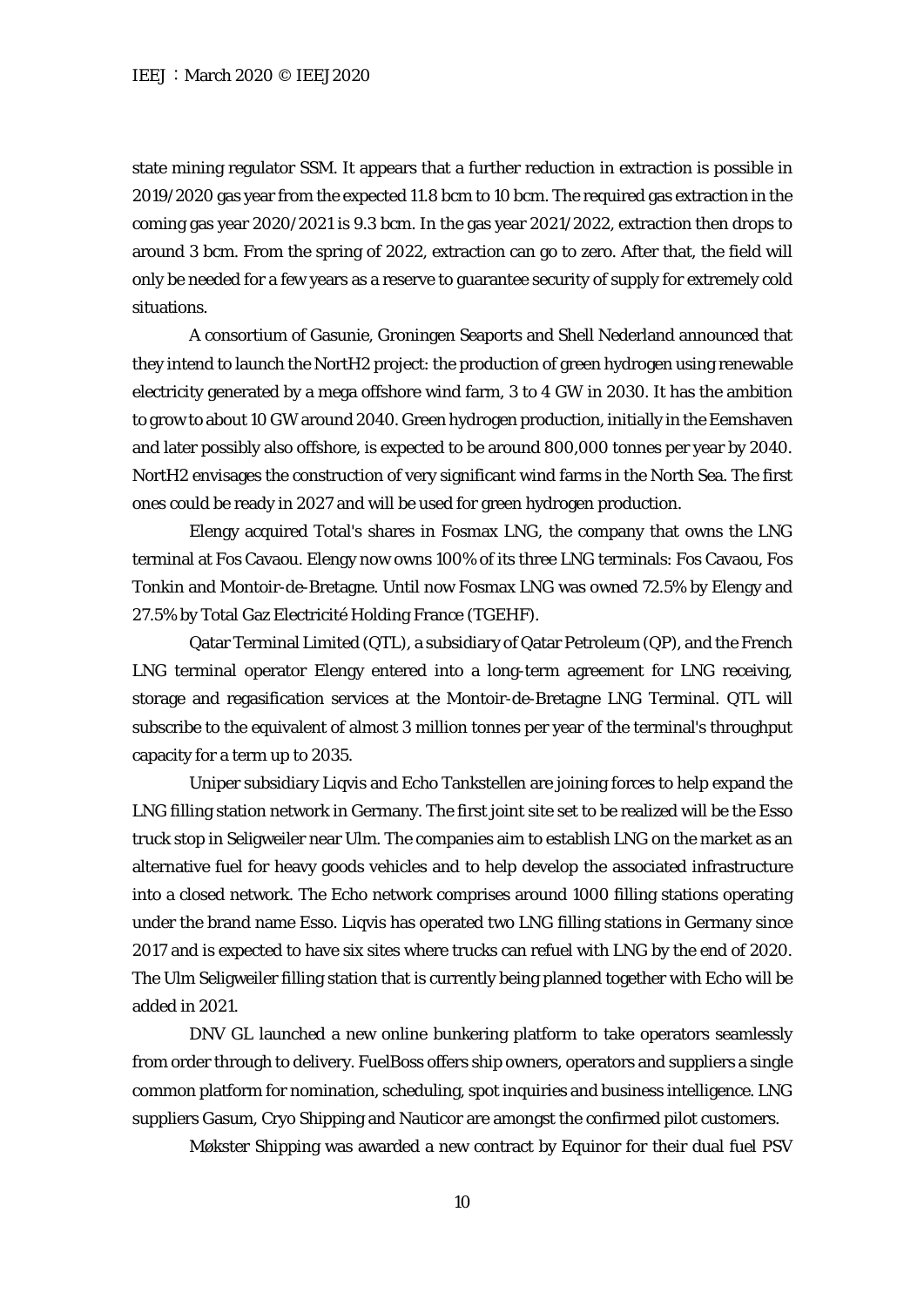state mining regulator SSM. It appears that a further reduction in extraction is possible in 2019/2020 gas year from the expected 11.8 bcm to 10 bcm. The required gas extraction in the coming gas year 2020/2021 is 9.3 bcm. In the gas year 2021/2022, extraction then drops to around 3 bcm. From the spring of 2022, extraction can go to zero. After that, the field will only be needed for a few years as a reserve to guarantee security of supply for extremely cold situations.

A consortium of Gasunie, Groningen Seaports and Shell Nederland announced that they intend to launch the NortH2 project: the production of green hydrogen using renewable electricity generated by a mega offshore wind farm, 3 to 4 GW in 2030. It has the ambition to grow to about 10 GW around 2040. Green hydrogen production, initially in the Eemshaven and later possibly also offshore, is expected to be around 800,000 tonnes per year by 2040. NortH2 envisages the construction of very significant wind farms in the North Sea. The first ones could be ready in 2027 and will be used for green hydrogen production.

Elengy acquired Total's shares in Fosmax LNG, the company that owns the LNG terminal at Fos Cavaou. Elengy now owns 100% of its three LNG terminals: Fos Cavaou, Fos Tonkin and Montoir-de-Bretagne. Until now Fosmax LNG was owned 72.5% by Elengy and 27.5% by Total Gaz Electricité Holding France (TGEHF).

Qatar Terminal Limited (QTL), a subsidiary of Qatar Petroleum (QP), and the French LNG terminal operator Elengy entered into a long-term agreement for LNG receiving, storage and regasification services at the Montoir-de-Bretagne LNG Terminal. QTL will subscribe to the equivalent of almost 3 million tonnes per year of the terminal's throughput capacity for a term up to 2035.

Uniper subsidiary Liqvis and Echo Tankstellen are joining forces to help expand the LNG filling station network in Germany. The first joint site set to be realized will be the Esso truck stop in Seligweiler near Ulm. The companies aim to establish LNG on the market as an alternative fuel for heavy goods vehicles and to help develop the associated infrastructure into a closed network. The Echo network comprises around 1000 filling stations operating under the brand name Esso. Liqvis has operated two LNG filling stations in Germany since 2017 and is expected to have six sites where trucks can refuel with LNG by the end of 2020. The Ulm Seligweiler filling station that is currently being planned together with Echo will be added in 2021.

DNV GL launched a new online bunkering platform to take operators seamlessly from order through to delivery. FuelBoss offers ship owners, operators and suppliers a single common platform for nomination, scheduling, spot inquiries and business intelligence. LNG suppliers Gasum, Cryo Shipping and Nauticor are amongst the confirmed pilot customers.

Møkster Shipping was awarded a new contract by Equinor for their dual fuel PSV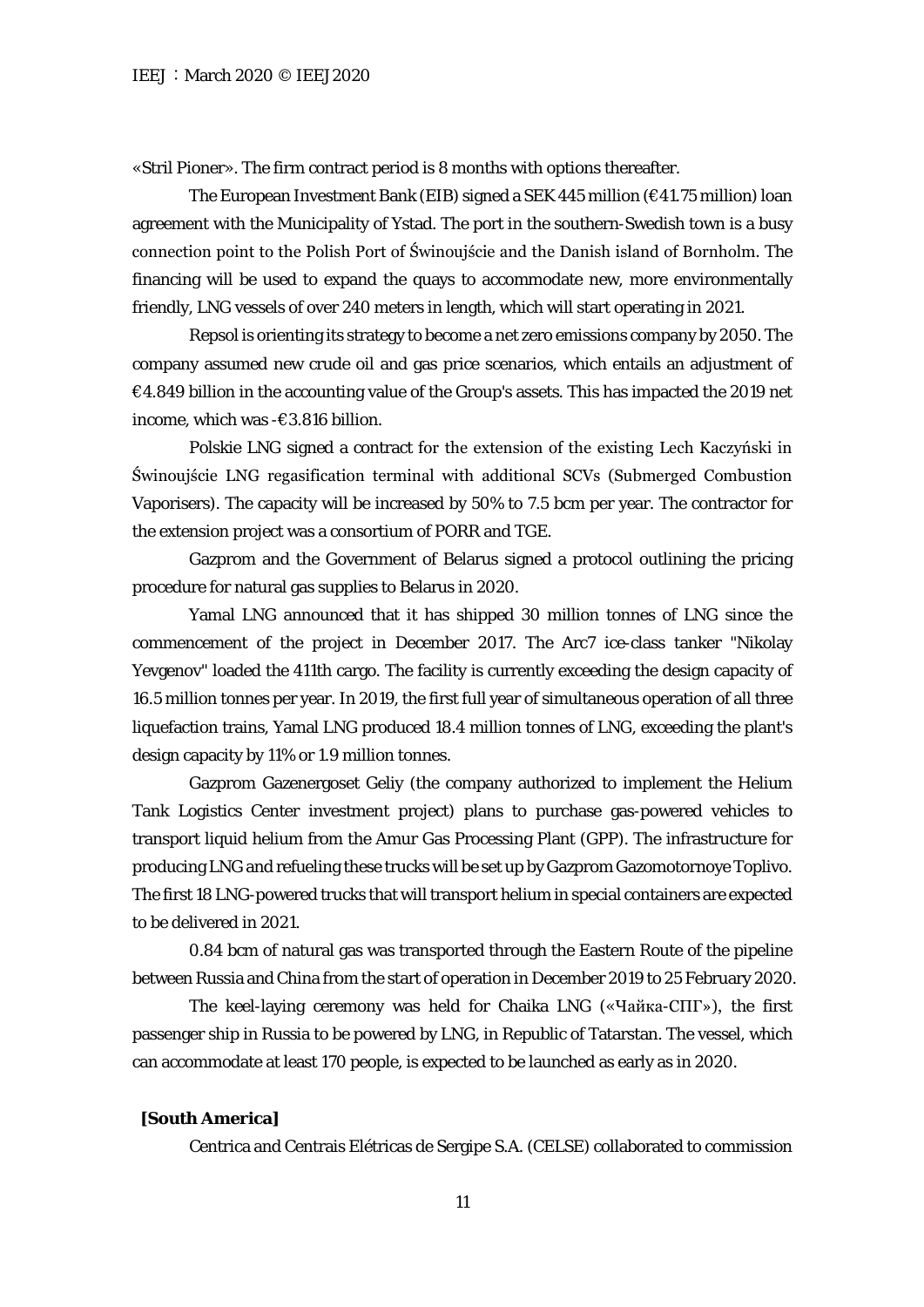«Stril Pioner». The firm contract period is 8 months with options thereafter.

The European Investment Bank (EIB) signed a SEK 445 million (€41.75 million) loan agreement with the Municipality of Ystad. The port in the southern-Swedish town is a busy connection point to the Polish Port of Świnoujście and the Danish island of Bornholm. The financing will be used to expand the quays to accommodate new, more environmentally friendly, LNG vessels of over 240 meters in length, which will start operating in 2021.

Repsol is orienting its strategy to become a net zero emissions company by 2050. The company assumed new crude oil and gas price scenarios, which entails an adjustment of €4.849 billion in the accounting value of the Group's assets. This has impacted the 2019 net income, which was -€3.816 billion.

Polskie LNG signed a contract for the extension of the existing Lech Kaczyński in Świnoujście LNG regasification terminal with additional SCVs (Submerged Combustion Vaporisers). The capacity will be increased by 50% to 7.5 bcm per year. The contractor for the extension project was a consortium of PORR and TGE.

Gazprom and the Government of Belarus signed a protocol outlining the pricing procedure for natural gas supplies to Belarus in 2020.

Yamal LNG announced that it has shipped 30 million tonnes of LNG since the commencement of the project in December 2017. The Arc7 ice-class tanker "Nikolay Yevgenov" loaded the 411th cargo. The facility is currently exceeding the design capacity of 16.5 million tonnes per year. In 2019, the first full year of simultaneous operation of all three liquefaction trains, Yamal LNG produced 18.4 million tonnes of LNG, exceeding the plant's design capacity by 11% or 1.9 million tonnes.

Gazprom Gazenergoset Geliy (the company authorized to implement the Helium Tank Logistics Center investment project) plans to purchase gas-powered vehicles to transport liquid helium from the Amur Gas Processing Plant (GPP). The infrastructure for producing LNG and refueling these trucks will be set up by Gazprom Gazomotornoye Toplivo. The first 18 LNG-powered trucks that will transport helium in special containers are expected to be delivered in 2021.

0.84 bcm of natural gas was transported through the Eastern Route of the pipeline between Russia and China from the start of operation in December 2019 to 25 February 2020.

The keel-laying ceremony was held for Chaika LNG («Чайка-СПГ»), the first passenger ship in Russia to be powered by LNG, in Republic of Tatarstan. The vessel, which can accommodate at least 170 people, is expected to be launched as early as in 2020.

**[South America]**

Centrica and Centrais Elétricas de Sergipe S.A. (CELSE) collaborated to commission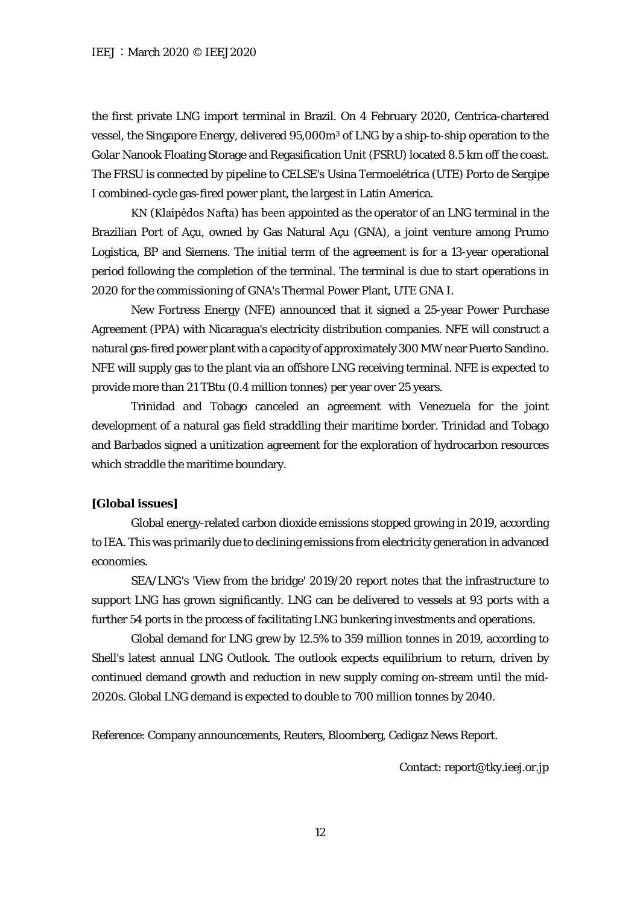the first private LNG import terminal in Brazil. On 4 February 2020, Centrica-chartered vessel, the Singapore Energy, delivered 95,000m$^3$ of LNG by a ship-to-ship operation to the Golar Nanook Floating Storage and Regasification Unit (FSRU) located 8.5 km off the coast. The FRSU is connected by pipeline to CELSE's Usina Termoelétrica (UTE) Porto de Sergipe I combined-cycle gas-fired power plant, the largest in Latin America.

KN (Klaipėdos Nafta) has been appointed as the operator of an LNG terminal in the Brazilian Port of Açu, owned by Gas Natural Açu (GNA), a joint venture among Prumo Logistica, BP and Siemens. The initial term of the agreement is for a 13-year operational period following the completion of the terminal. The terminal is due to start operations in 2020 for the commissioning of GNA's Thermal Power Plant, UTE GNA I.

New Fortress Energy (NFE) announced that it signed a 25-year Power Purchase Agreement (PPA) with Nicaragua's electricity distribution companies. NFE will construct a natural gas-fired power plant with a capacity of approximately 300 MW near Puerto Sandino. NFE will supply gas to the plant via an offshore LNG receiving terminal. NFE is expected to provide more than 21 TBtu (0.4 million tonnes) per year over 25 years.

Trinidad and Tobago canceled an agreement with Venezuela for the joint development of a natural gas field straddling their maritime border. Trinidad and Tobago and Barbados signed a unitization agreement for the exploration of hydrocarbon resources which straddle the maritime boundary.

**[Global issues]**

Global energy-related carbon dioxide emissions stopped growing in 2019, according to IEA. This was primarily due to declining emissions from electricity generation in advanced economies.

SEA/LNG's 'View from the bridge' 2019/20 report notes that the infrastructure to support LNG has grown significantly. LNG can be delivered to vessels at 93 ports with a further 54 ports in the process of facilitating LNG bunkering investments and operations.

Global demand for LNG grew by 12.5% to 359 million tonnes in 2019, according to Shell's latest annual LNG Outlook. The outlook expects equilibrium to return, driven by continued demand growth and reduction in new supply coming on-stream until the mid-2020s. Global LNG demand is expected to double to 700 million tonnes by 2040.

Reference: Company announcements, Reuters, Bloomberg, Cedigaz News Report.

Contact: report@tky.ieej.or.jp